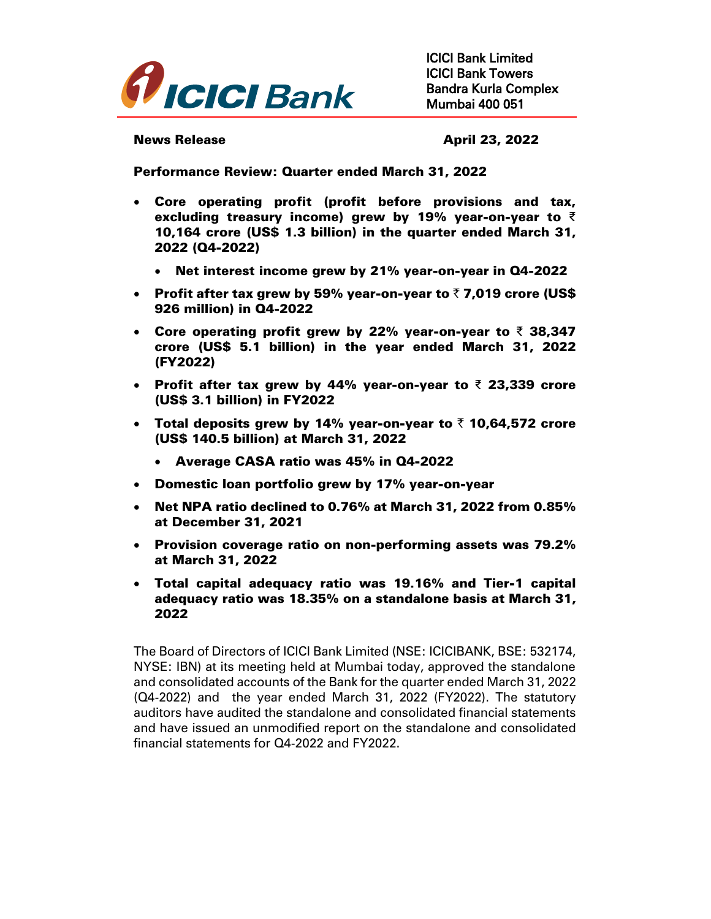ICICI Bank Limited
ICICI Bank Towers
Bandra Kurla Complex
Mumbai 400 051

**News Release** **April 23, 2022**

**Performance Review: Quarter ended March 31, 2022**

- **Core operating profit (profit before provisions and tax, excluding treasury income) grew by 19% year-on-year to ₹ 10,164 crore (US$ 1.3 billion) in the quarter ended March 31, 2022 (Q4-2022)**
  - **Net interest income grew by 21% year-on-year in Q4-2022**
- **Profit after tax grew by 59% year-on-year to ₹ 7,019 crore (US$ 926 million) in Q4-2022**
- **Core operating profit grew by 22% year-on-year to ₹ 38,347 crore (US$ 5.1 billion) in the year ended March 31, 2022 (FY2022)**
- **Profit after tax grew by 44% year-on-year to ₹ 23,339 crore (US$ 3.1 billion) in FY2022**
- **Total deposits grew by 14% year-on-year to ₹ 10,64,572 crore (US$ 140.5 billion) at March 31, 2022**
  - **Average CASA ratio was 45% in Q4-2022**
- **Domestic loan portfolio grew by 17% year-on-year**
- **Net NPA ratio declined to 0.76% at March 31, 2022 from 0.85% at December 31, 2021**
- **Provision coverage ratio on non-performing assets was 79.2% at March 31, 2022**
- **Total capital adequacy ratio was 19.16% and Tier-1 capital adequacy ratio was 18.35% on a standalone basis at March 31, 2022**

The Board of Directors of ICICI Bank Limited (NSE: ICICIBANK, BSE: 532174, NYSE: IBN) at its meeting held at Mumbai today, approved the standalone and consolidated accounts of the Bank for the quarter ended March 31, 2022 (Q4-2022) and the year ended March 31, 2022 (FY2022). The statutory auditors have audited the standalone and consolidated financial statements and have issued an unmodified report on the standalone and consolidated financial statements for Q4-2022 and FY2022.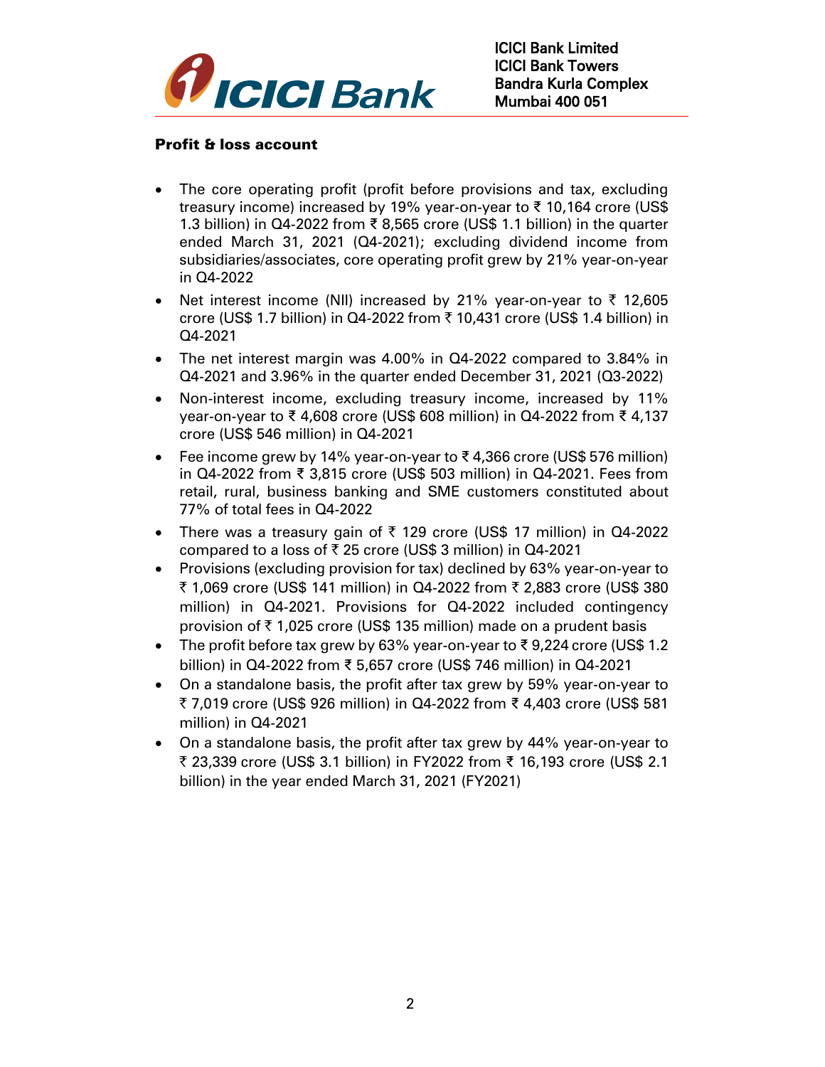## Profit & loss account

- The core operating profit (profit before provisions and tax, excluding treasury income) increased by 19% year-on-year to ₹ 10,164 crore (US$ 1.3 billion) in Q4-2022 from ₹ 8,565 crore (US$ 1.1 billion) in the quarter ended March 31, 2021 (Q4-2021); excluding dividend income from subsidiaries/associates, core operating profit grew by 21% year-on-year in Q4-2022
- Net interest income (NII) increased by 21% year-on-year to ₹ 12,605 crore (US$ 1.7 billion) in Q4-2022 from ₹ 10,431 crore (US$ 1.4 billion) in Q4-2021
- The net interest margin was 4.00% in Q4-2022 compared to 3.84% in Q4-2021 and 3.96% in the quarter ended December 31, 2021 (Q3-2022)
- Non-interest income, excluding treasury income, increased by 11% year-on-year to ₹ 4,608 crore (US$ 608 million) in Q4-2022 from ₹ 4,137 crore (US$ 546 million) in Q4-2021
- Fee income grew by 14% year-on-year to ₹ 4,366 crore (US$ 576 million) in Q4-2022 from ₹ 3,815 crore (US$ 503 million) in Q4-2021. Fees from retail, rural, business banking and SME customers constituted about 77% of total fees in Q4-2022
- There was a treasury gain of ₹ 129 crore (US$ 17 million) in Q4-2022 compared to a loss of ₹ 25 crore (US$ 3 million) in Q4-2021
- Provisions (excluding provision for tax) declined by 63% year-on-year to ₹ 1,069 crore (US$ 141 million) in Q4-2022 from ₹ 2,883 crore (US$ 380 million) in Q4-2021. Provisions for Q4-2022 included contingency provision of ₹ 1,025 crore (US$ 135 million) made on a prudent basis
- The profit before tax grew by 63% year-on-year to ₹ 9,224 crore (US$ 1.2 billion) in Q4-2022 from ₹ 5,657 crore (US$ 746 million) in Q4-2021
- On a standalone basis, the profit after tax grew by 59% year-on-year to ₹ 7,019 crore (US$ 926 million) in Q4-2022 from ₹ 4,403 crore (US$ 581 million) in Q4-2021
- On a standalone basis, the profit after tax grew by 44% year-on-year to ₹ 23,339 crore (US$ 3.1 billion) in FY2022 from ₹ 16,193 crore (US$ 2.1 billion) in the year ended March 31, 2021 (FY2021)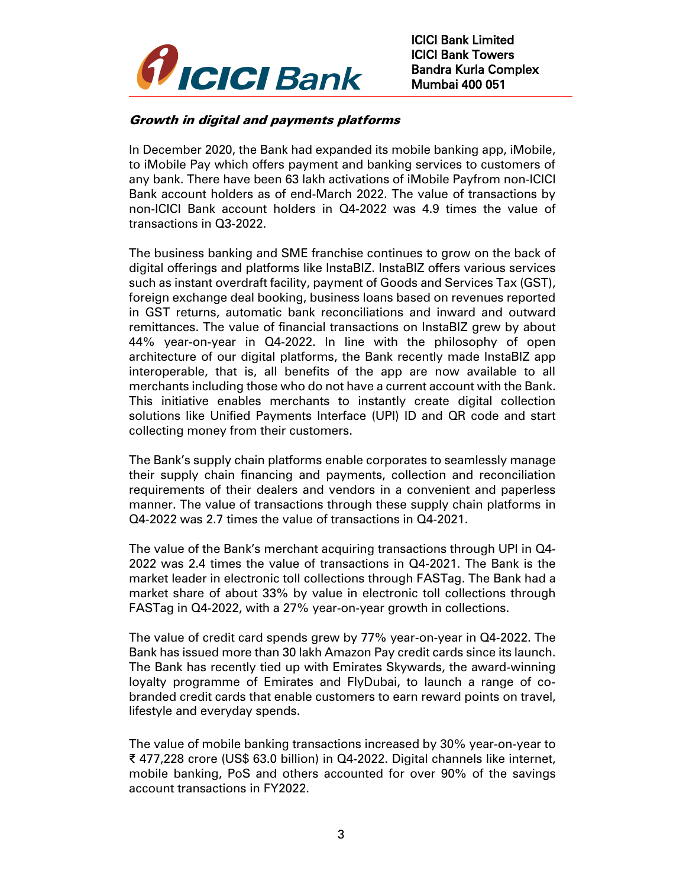### *Growth in digital and payments platforms*

In December 2020, the Bank had expanded its mobile banking app, iMobile, to iMobile Pay which offers payment and banking services to customers of any bank. There have been 63 lakh activations of iMobile Payfrom non-ICICI Bank account holders as of end-March 2022. The value of transactions by non-ICICI Bank account holders in Q4-2022 was 4.9 times the value of transactions in Q3-2022.

The business banking and SME franchise continues to grow on the back of digital offerings and platforms like InstaBIZ. InstaBIZ offers various services such as instant overdraft facility, payment of Goods and Services Tax (GST), foreign exchange deal booking, business loans based on revenues reported in GST returns, automatic bank reconciliations and inward and outward remittances. The value of financial transactions on InstaBIZ grew by about 44% year-on-year in Q4-2022. In line with the philosophy of open architecture of our digital platforms, the Bank recently made InstaBIZ app interoperable, that is, all benefits of the app are now available to all merchants including those who do not have a current account with the Bank. This initiative enables merchants to instantly create digital collection solutions like Unified Payments Interface (UPI) ID and QR code and start collecting money from their customers.

The Bank's supply chain platforms enable corporates to seamlessly manage their supply chain financing and payments, collection and reconciliation requirements of their dealers and vendors in a convenient and paperless manner. The value of transactions through these supply chain platforms in Q4-2022 was 2.7 times the value of transactions in Q4-2021.

The value of the Bank's merchant acquiring transactions through UPI in Q4-2022 was 2.4 times the value of transactions in Q4-2021. The Bank is the market leader in electronic toll collections through FASTag. The Bank had a market share of about 33% by value in electronic toll collections through FASTag in Q4-2022, with a 27% year-on-year growth in collections.

The value of credit card spends grew by 77% year-on-year in Q4-2022. The Bank has issued more than 30 lakh Amazon Pay credit cards since its launch. The Bank has recently tied up with Emirates Skywards, the award-winning loyalty programme of Emirates and FlyDubai, to launch a range of co-branded credit cards that enable customers to earn reward points on travel, lifestyle and everyday spends.

The value of mobile banking transactions increased by 30% year-on-year to ₹ 477,228 crore (US$ 63.0 billion) in Q4-2022. Digital channels like internet, mobile banking, PoS and others accounted for over 90% of the savings account transactions in FY2022.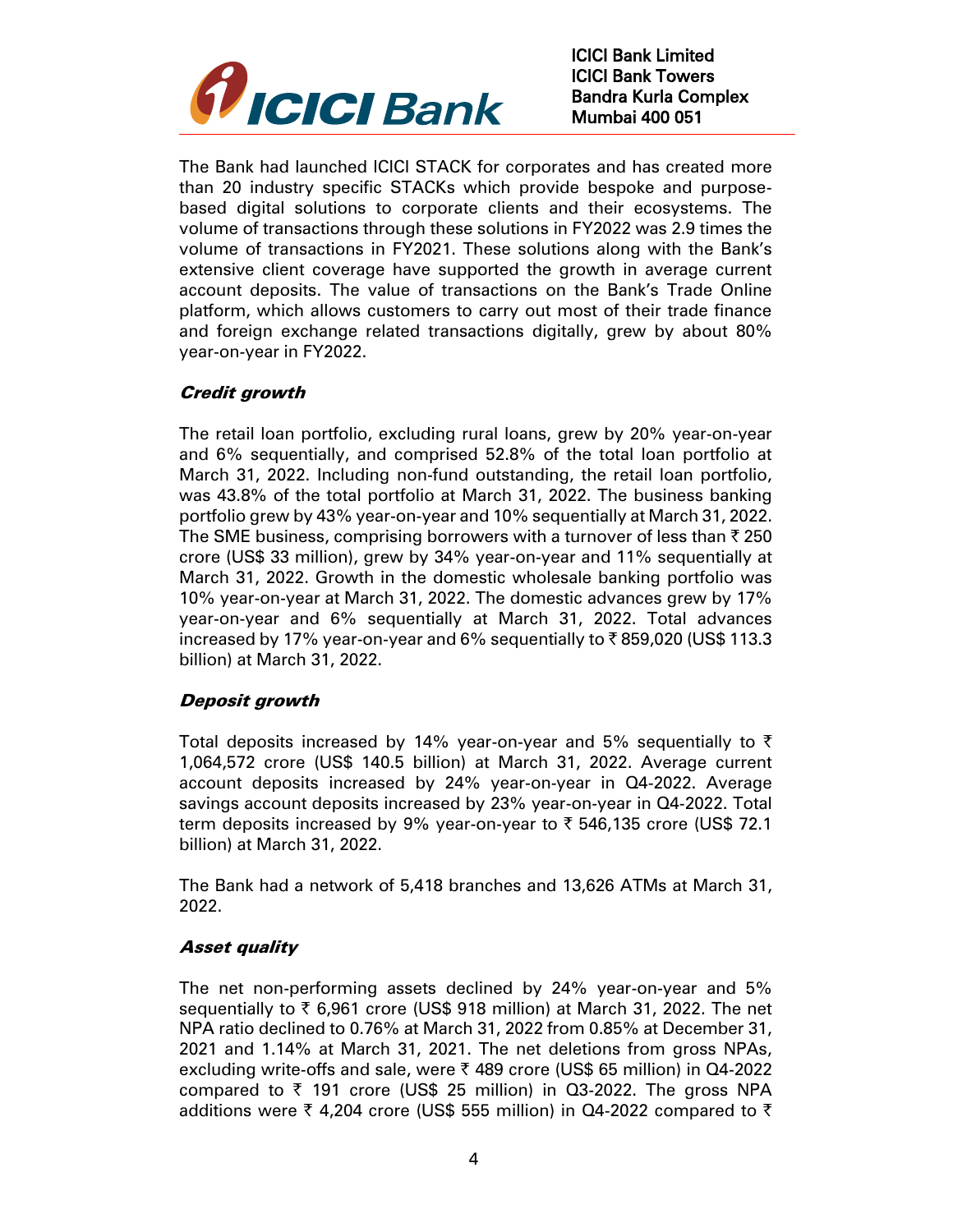The Bank had launched ICICI STACK for corporates and has created more than 20 industry specific STACKs which provide bespoke and purpose-based digital solutions to corporate clients and their ecosystems. The volume of transactions through these solutions in FY2022 was 2.9 times the volume of transactions in FY2021. These solutions along with the Bank's extensive client coverage have supported the growth in average current account deposits. The value of transactions on the Bank's Trade Online platform, which allows customers to carry out most of their trade finance and foreign exchange related transactions digitally, grew by about 80% year-on-year in FY2022.

### *Credit growth*

The retail loan portfolio, excluding rural loans, grew by 20% year-on-year and 6% sequentially, and comprised 52.8% of the total loan portfolio at March 31, 2022. Including non-fund outstanding, the retail loan portfolio, was 43.8% of the total portfolio at March 31, 2022. The business banking portfolio grew by 43% year-on-year and 10% sequentially at March 31, 2022. The SME business, comprising borrowers with a turnover of less than ₹ 250 crore (US$ 33 million), grew by 34% year-on-year and 11% sequentially at March 31, 2022. Growth in the domestic wholesale banking portfolio was 10% year-on-year at March 31, 2022. The domestic advances grew by 17% year-on-year and 6% sequentially at March 31, 2022. Total advances increased by 17% year-on-year and 6% sequentially to ₹ 859,020 (US$ 113.3 billion) at March 31, 2022.

### *Deposit growth*

Total deposits increased by 14% year-on-year and 5% sequentially to ₹ 1,064,572 crore (US$ 140.5 billion) at March 31, 2022. Average current account deposits increased by 24% year-on-year in Q4-2022. Average savings account deposits increased by 23% year-on-year in Q4-2022. Total term deposits increased by 9% year-on-year to ₹ 546,135 crore (US$ 72.1 billion) at March 31, 2022.

The Bank had a network of 5,418 branches and 13,626 ATMs at March 31, 2022.

### *Asset quality*

The net non-performing assets declined by 24% year-on-year and 5% sequentially to ₹ 6,961 crore (US$ 918 million) at March 31, 2022. The net NPA ratio declined to 0.76% at March 31, 2022 from 0.85% at December 31, 2021 and 1.14% at March 31, 2021. The net deletions from gross NPAs, excluding write-offs and sale, were ₹ 489 crore (US$ 65 million) in Q4-2022 compared to ₹ 191 crore (US$ 25 million) in Q3-2022. The gross NPA additions were ₹ 4,204 crore (US$ 555 million) in Q4-2022 compared to ₹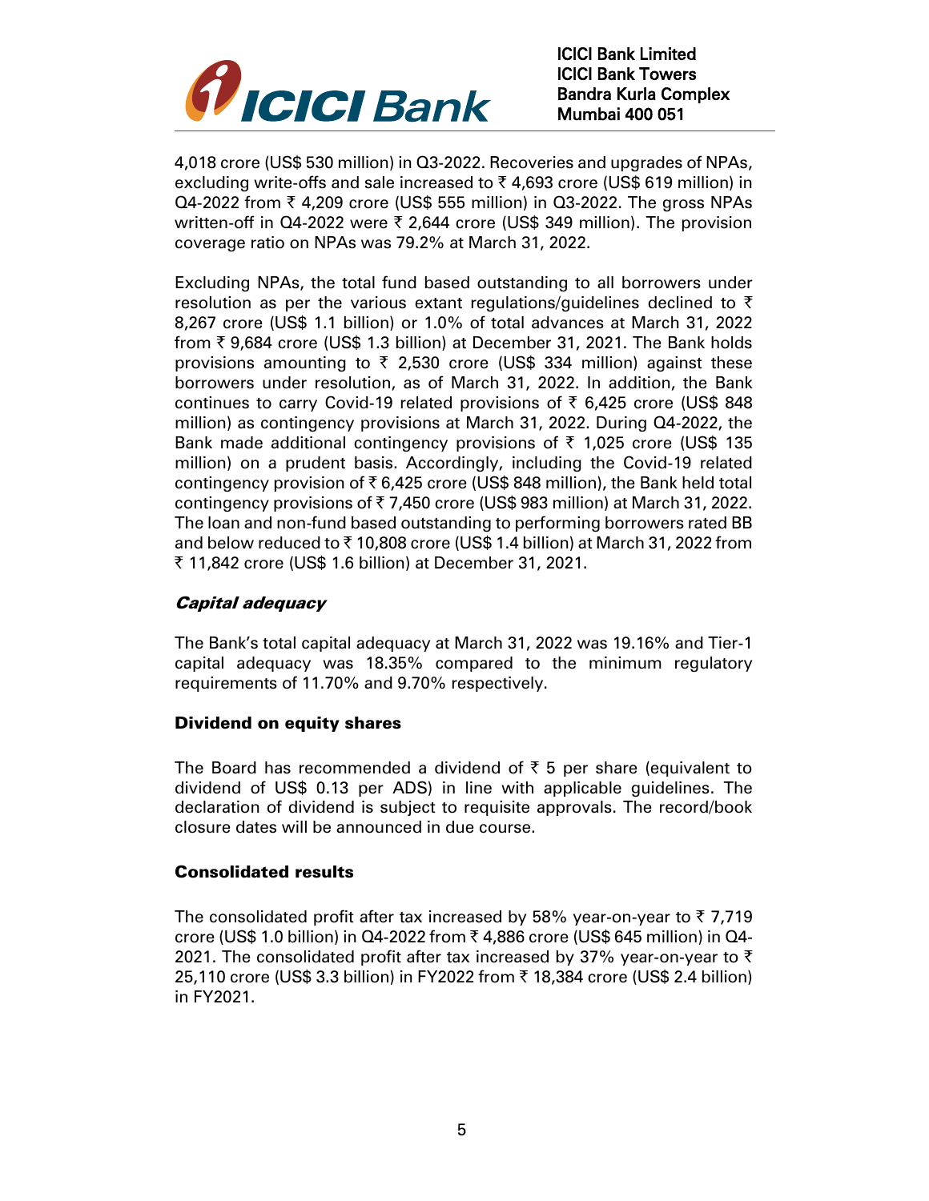4,018 crore (US$ 530 million) in Q3-2022. Recoveries and upgrades of NPAs, excluding write-offs and sale increased to ₹ 4,693 crore (US$ 619 million) in Q4-2022 from ₹ 4,209 crore (US$ 555 million) in Q3-2022. The gross NPAs written-off in Q4-2022 were ₹ 2,644 crore (US$ 349 million). The provision coverage ratio on NPAs was 79.2% at March 31, 2022.

Excluding NPAs, the total fund based outstanding to all borrowers under resolution as per the various extant regulations/guidelines declined to ₹ 8,267 crore (US$ 1.1 billion) or 1.0% of total advances at March 31, 2022 from ₹ 9,684 crore (US$ 1.3 billion) at December 31, 2021. The Bank holds provisions amounting to ₹ 2,530 crore (US$ 334 million) against these borrowers under resolution, as of March 31, 2022. In addition, the Bank continues to carry Covid-19 related provisions of ₹ 6,425 crore (US$ 848 million) as contingency provisions at March 31, 2022. During Q4-2022, the Bank made additional contingency provisions of ₹ 1,025 crore (US$ 135 million) on a prudent basis. Accordingly, including the Covid-19 related contingency provision of ₹ 6,425 crore (US$ 848 million), the Bank held total contingency provisions of ₹ 7,450 crore (US$ 983 million) at March 31, 2022. The loan and non-fund based outstanding to performing borrowers rated BB and below reduced to ₹ 10,808 crore (US$ 1.4 billion) at March 31, 2022 from ₹ 11,842 crore (US$ 1.6 billion) at December 31, 2021.

### *Capital adequacy*

The Bank's total capital adequacy at March 31, 2022 was 19.16% and Tier-1 capital adequacy was 18.35% compared to the minimum regulatory requirements of 11.70% and 9.70% respectively.

### Dividend on equity shares

The Board has recommended a dividend of ₹ 5 per share (equivalent to dividend of US$ 0.13 per ADS) in line with applicable guidelines. The declaration of dividend is subject to requisite approvals. The record/book closure dates will be announced in due course.

### Consolidated results

The consolidated profit after tax increased by 58% year-on-year to ₹ 7,719 crore (US$ 1.0 billion) in Q4-2022 from ₹ 4,886 crore (US$ 645 million) in Q4-2021. The consolidated profit after tax increased by 37% year-on-year to ₹ 25,110 crore (US$ 3.3 billion) in FY2022 from ₹ 18,384 crore (US$ 2.4 billion) in FY2021.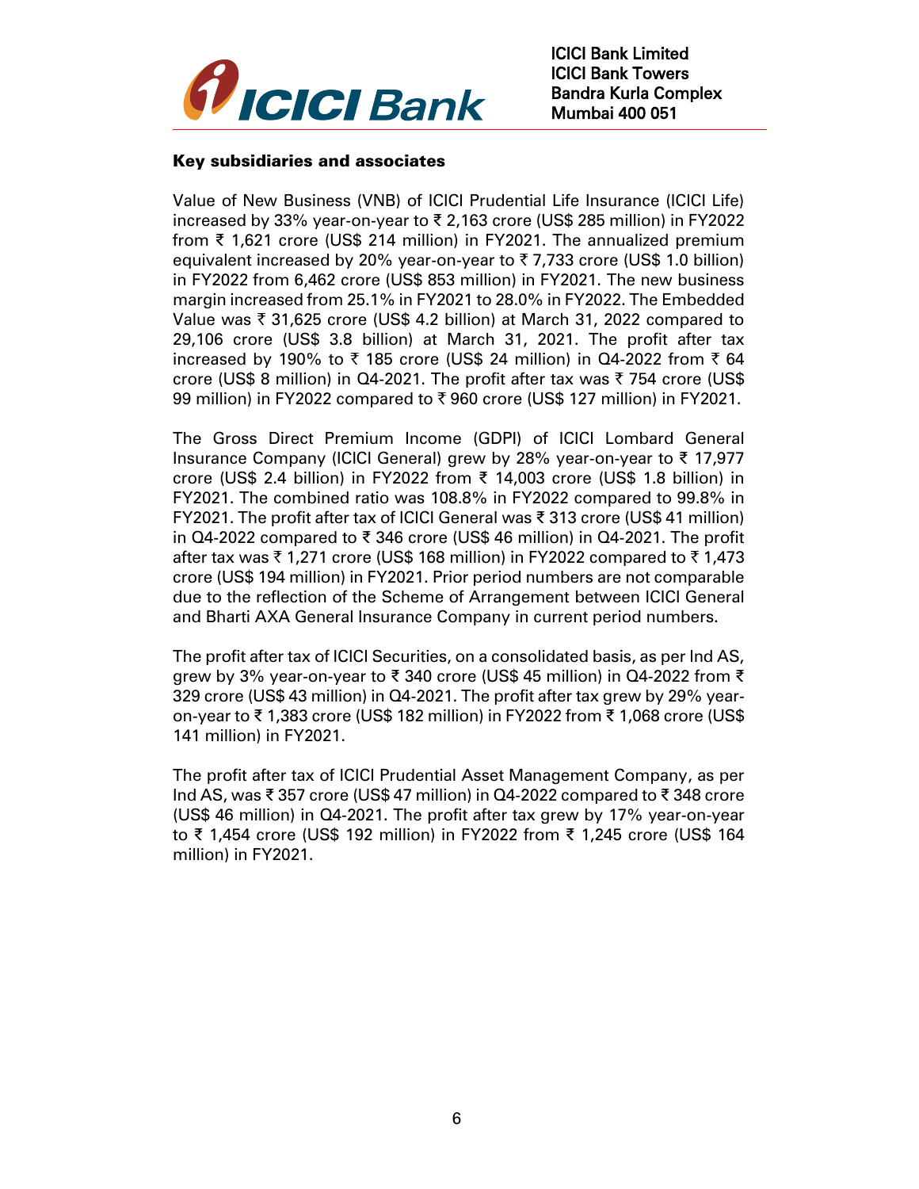## Key subsidiaries and associates

Value of New Business (VNB) of ICICI Prudential Life Insurance (ICICI Life) increased by 33% year-on-year to ₹ 2,163 crore (US$ 285 million) in FY2022 from ₹ 1,621 crore (US$ 214 million) in FY2021. The annualized premium equivalent increased by 20% year-on-year to ₹ 7,733 crore (US$ 1.0 billion) in FY2022 from 6,462 crore (US$ 853 million) in FY2021. The new business margin increased from 25.1% in FY2021 to 28.0% in FY2022. The Embedded Value was ₹ 31,625 crore (US$ 4.2 billion) at March 31, 2022 compared to 29,106 crore (US$ 3.8 billion) at March 31, 2021. The profit after tax increased by 190% to ₹ 185 crore (US$ 24 million) in Q4-2022 from ₹ 64 crore (US$ 8 million) in Q4-2021. The profit after tax was ₹ 754 crore (US$ 99 million) in FY2022 compared to ₹ 960 crore (US$ 127 million) in FY2021.

The Gross Direct Premium Income (GDPI) of ICICI Lombard General Insurance Company (ICICI General) grew by 28% year-on-year to ₹ 17,977 crore (US$ 2.4 billion) in FY2022 from ₹ 14,003 crore (US$ 1.8 billion) in FY2021. The combined ratio was 108.8% in FY2022 compared to 99.8% in FY2021. The profit after tax of ICICI General was ₹ 313 crore (US$ 41 million) in Q4-2022 compared to ₹ 346 crore (US$ 46 million) in Q4-2021. The profit after tax was ₹ 1,271 crore (US$ 168 million) in FY2022 compared to ₹ 1,473 crore (US$ 194 million) in FY2021. Prior period numbers are not comparable due to the reflection of the Scheme of Arrangement between ICICI General and Bharti AXA General Insurance Company in current period numbers.

The profit after tax of ICICI Securities, on a consolidated basis, as per Ind AS, grew by 3% year-on-year to ₹ 340 crore (US$ 45 million) in Q4-2022 from ₹ 329 crore (US$ 43 million) in Q4-2021. The profit after tax grew by 29% year-on-year to ₹ 1,383 crore (US$ 182 million) in FY2022 from ₹ 1,068 crore (US$ 141 million) in FY2021.

The profit after tax of ICICI Prudential Asset Management Company, as per Ind AS, was ₹ 357 crore (US$ 47 million) in Q4-2022 compared to ₹ 348 crore (US$ 46 million) in Q4-2021. The profit after tax grew by 17% year-on-year to ₹ 1,454 crore (US$ 192 million) in FY2022 from ₹ 1,245 crore (US$ 164 million) in FY2021.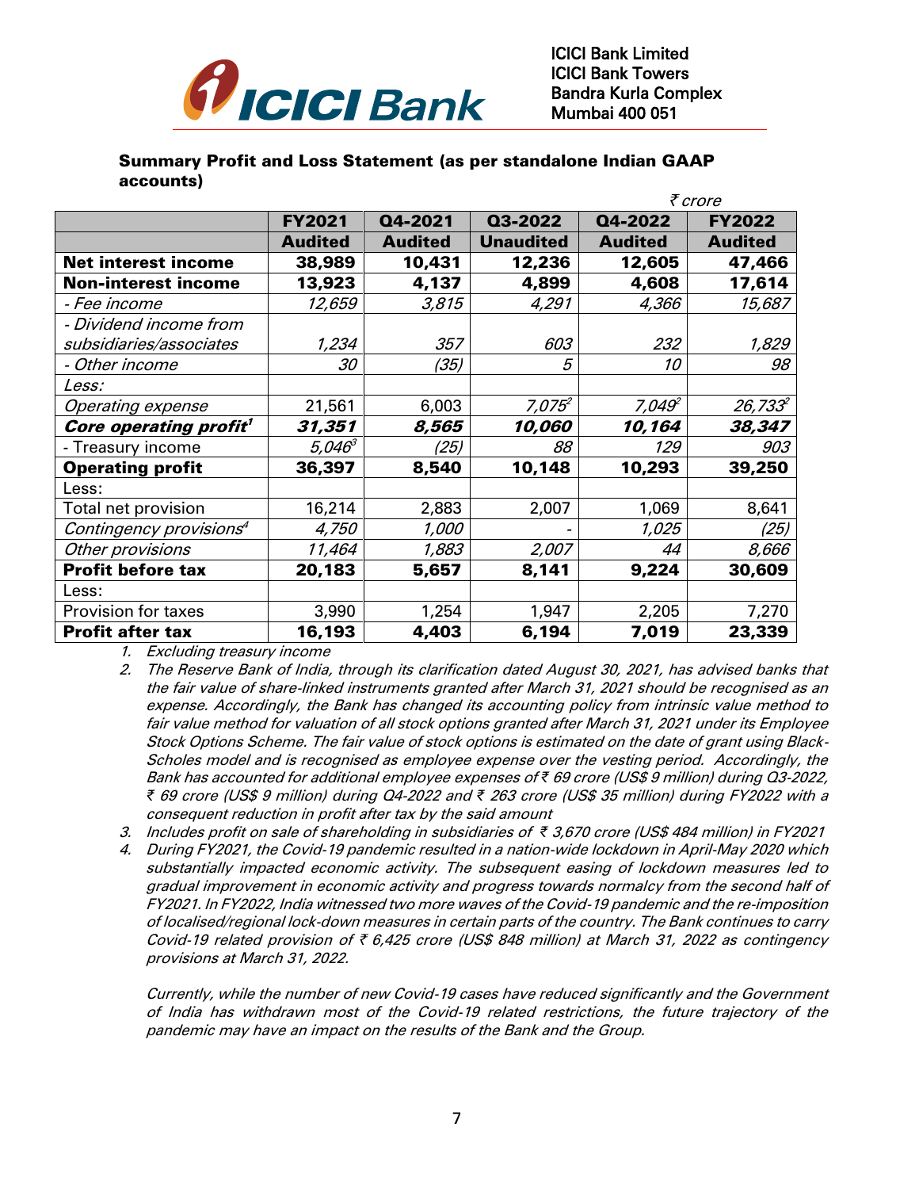ICICI Bank Limited
ICICI Bank Towers
Bandra Kurla Complex
Mumbai 400 051

**Summary Profit and Loss Statement (as per standalone Indian GAAP accounts)**

*₹ crore*

| | FY2021 Audited | Q4-2021 Audited | Q3-2022 Unaudited | Q4-2022 Audited | FY2022 Audited |
|---|---|---|---|---|---|
| **Net interest income** | **38,989** | **10,431** | **12,236** | **12,605** | **47,466** |
| **Non-interest income** | **13,923** | **4,137** | **4,899** | **4,608** | **17,614** |
| *- Fee income* | *12,659* | *3,815* | *4,291* | *4,366* | *15,687* |
| *- Dividend income from subsidiaries/associates* | *1,234* | *357* | *603* | *232* | *1,829* |
| *- Other income* | *30* | *(35)* | *5* | *10* | *98* |
| *Less:* | | | | | |
| *Operating expense* | 21,561 | 6,003 | *7,075[2]* | *7,049[2]* | *26,733[2]* |
| ***Core operating profit[1]*** | ***31,351*** | ***8,565*** | ***10,060*** | ***10,164*** | ***38,347*** |
| - Treasury income | *5,046[3]* | *(25)* | *88* | *129* | *903* |
| **Operating profit** | **36,397** | **8,540** | **10,148** | **10,293** | **39,250** |
| Less: | | | | | |
| Total net provision | 16,214 | 2,883 | 2,007 | 1,069 | 8,641 |
| *Contingency provisions[4]* | *4,750* | *1,000* | - | *1,025* | *(25)* |
| *Other provisions* | *11,464* | *1,883* | *2,007* | *44* | *8,666* |
| **Profit before tax** | **20,183** | **5,657** | **8,141** | **9,224** | **30,609** |
| Less: | | | | | |
| Provision for taxes | 3,990 | 1,254 | 1,947 | 2,205 | 7,270 |
| **Profit after tax** | **16,193** | **4,403** | **6,194** | **7,019** | **23,339** |

1. *Excluding treasury income*
2. *The Reserve Bank of India, through its clarification dated August 30, 2021, has advised banks that the fair value of share-linked instruments granted after March 31, 2021 should be recognised as an expense. Accordingly, the Bank has changed its accounting policy from intrinsic value method to fair value method for valuation of all stock options granted after March 31, 2021 under its Employee Stock Options Scheme. The fair value of stock options is estimated on the date of grant using Black-Scholes model and is recognised as employee expense over the vesting period. Accordingly, the Bank has accounted for additional employee expenses of ₹ 69 crore (US$ 9 million) during Q3-2022, ₹ 69 crore (US$ 9 million) during Q4-2022 and ₹ 263 crore (US$ 35 million) during FY2022 with a consequent reduction in profit after tax by the said amount*
3. *Includes profit on sale of shareholding in subsidiaries of ₹ 3,670 crore (US$ 484 million) in FY2021*
4. *During FY2021, the Covid-19 pandemic resulted in a nation-wide lockdown in April-May 2020 which substantially impacted economic activity. The subsequent easing of lockdown measures led to gradual improvement in economic activity and progress towards normalcy from the second half of FY2021. In FY2022, India witnessed two more waves of the Covid-19 pandemic and the re-imposition of localised/regional lock-down measures in certain parts of the country. The Bank continues to carry Covid-19 related provision of ₹ 6,425 crore (US$ 848 million) at March 31, 2022 as contingency provisions at March 31, 2022.*

   *Currently, while the number of new Covid-19 cases have reduced significantly and the Government of India has withdrawn most of the Covid-19 related restrictions, the future trajectory of the pandemic may have an impact on the results of the Bank and the Group.*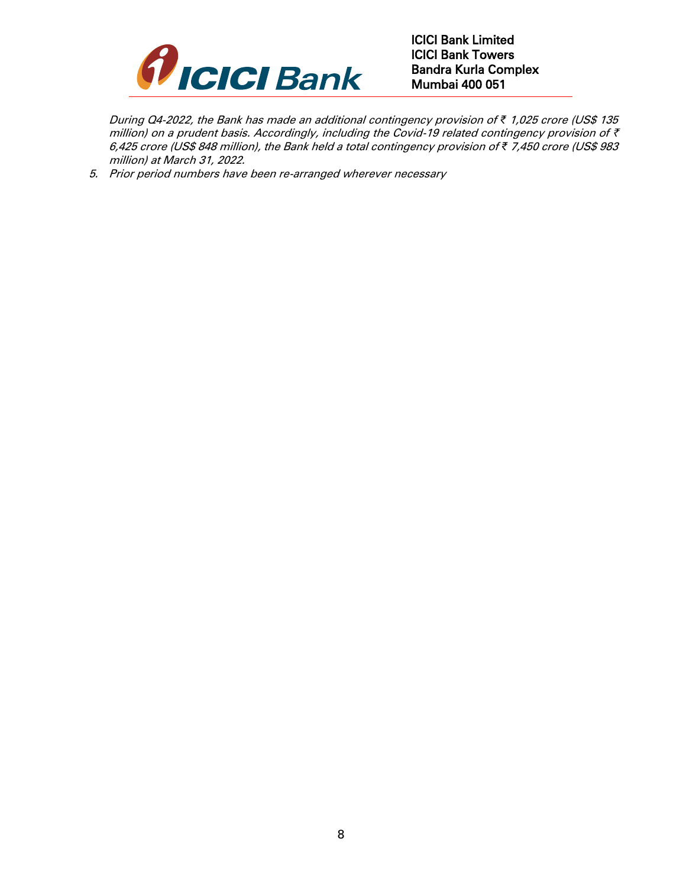*During Q4-2022, the Bank has made an additional contingency provision of ₹ 1,025 crore (US$ 135 million) on a prudent basis. Accordingly, including the Covid-19 related contingency provision of ₹ 6,425 crore (US$ 848 million), the Bank held a total contingency provision of ₹ 7,450 crore (US$ 983 million) at March 31, 2022.*

5. *Prior period numbers have been re-arranged wherever necessary*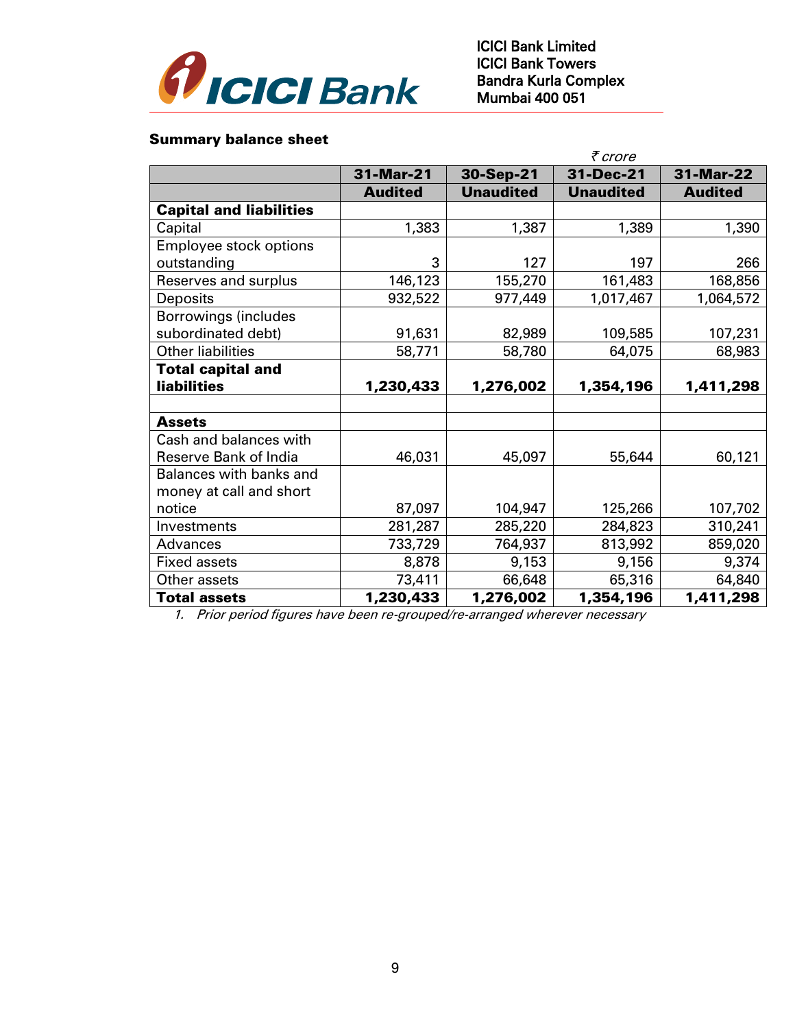ICICI Bank Limited
ICICI Bank Towers
Bandra Kurla Complex
Mumbai 400 051

**Summary balance sheet**

*₹ crore*

| | 31-Mar-21 | 30-Sep-21 | 31-Dec-21 | 31-Mar-22 |
|---|---|---|---|---|
| | **Audited** | **Unaudited** | **Unaudited** | **Audited** |
| **Capital and liabilities** | | | | |
| Capital | 1,383 | 1,387 | 1,389 | 1,390 |
| Employee stock options outstanding | 3 | 127 | 197 | 266 |
| Reserves and surplus | 146,123 | 155,270 | 161,483 | 168,856 |
| Deposits | 932,522 | 977,449 | 1,017,467 | 1,064,572 |
| Borrowings (includes subordinated debt) | 91,631 | 82,989 | 109,585 | 107,231 |
| Other liabilities | 58,771 | 58,780 | 64,075 | 68,983 |
| **Total capital and liabilities** | **1,230,433** | **1,276,002** | **1,354,196** | **1,411,298** |
| | | | | |
| **Assets** | | | | |
| Cash and balances with Reserve Bank of India | 46,031 | 45,097 | 55,644 | 60,121 |
| Balances with banks and money at call and short notice | 87,097 | 104,947 | 125,266 | 107,702 |
| Investments | 281,287 | 285,220 | 284,823 | 310,241 |
| Advances | 733,729 | 764,937 | 813,992 | 859,020 |
| Fixed assets | 8,878 | 9,153 | 9,156 | 9,374 |
| Other assets | 73,411 | 66,648 | 65,316 | 64,840 |
| **Total assets** | **1,230,433** | **1,276,002** | **1,354,196** | **1,411,298** |

1. *Prior period figures have been re-grouped/re-arranged wherever necessary*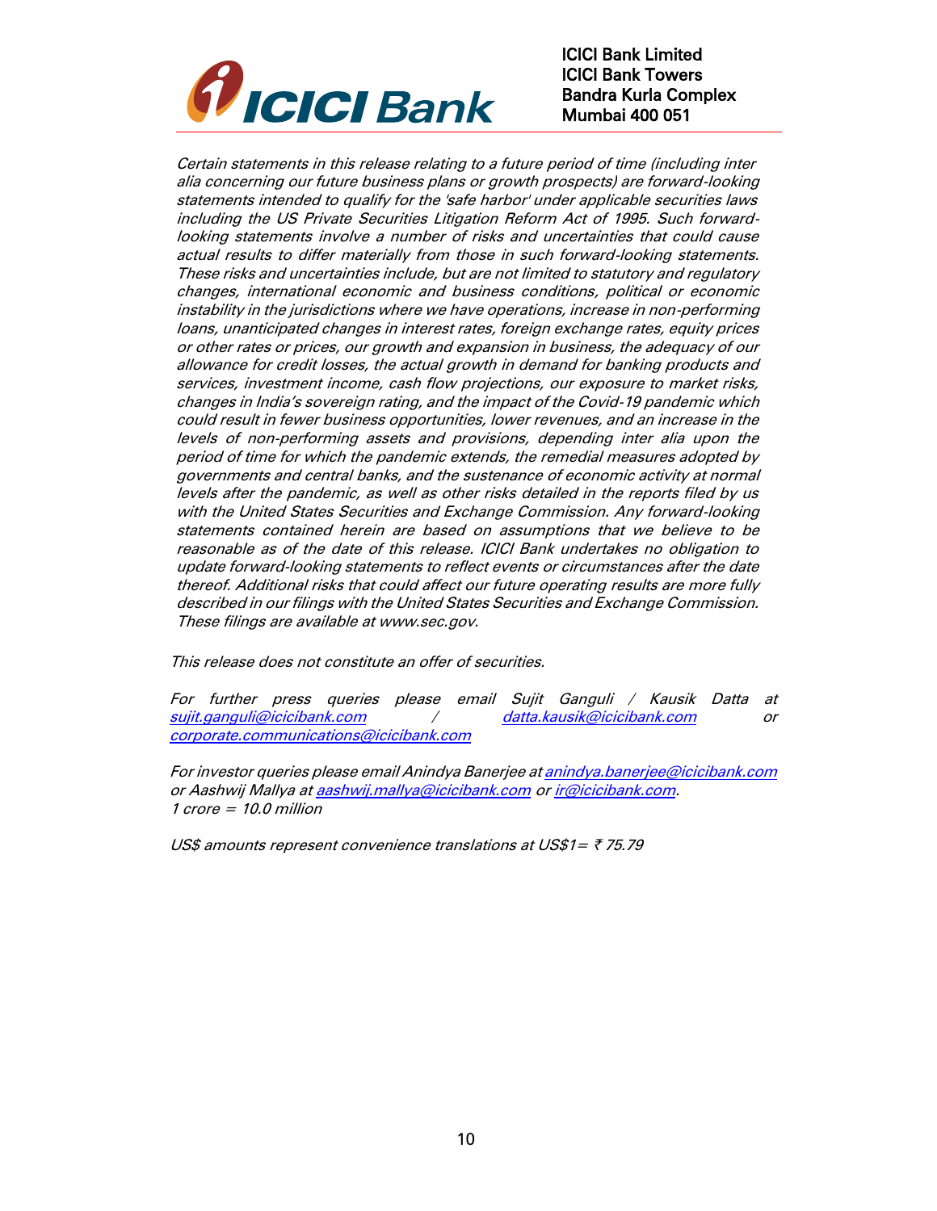ICICI Bank Limited
ICICI Bank Towers
Bandra Kurla Complex
Mumbai 400 051

*Certain statements in this release relating to a future period of time (including inter alia concerning our future business plans or growth prospects) are forward-looking statements intended to qualify for the 'safe harbor' under applicable securities laws including the US Private Securities Litigation Reform Act of 1995. Such forward-looking statements involve a number of risks and uncertainties that could cause actual results to differ materially from those in such forward-looking statements. These risks and uncertainties include, but are not limited to statutory and regulatory changes, international economic and business conditions, political or economic instability in the jurisdictions where we have operations, increase in non-performing loans, unanticipated changes in interest rates, foreign exchange rates, equity prices or other rates or prices, our growth and expansion in business, the adequacy of our allowance for credit losses, the actual growth in demand for banking products and services, investment income, cash flow projections, our exposure to market risks, changes in India's sovereign rating, and the impact of the Covid-19 pandemic which could result in fewer business opportunities, lower revenues, and an increase in the levels of non-performing assets and provisions, depending inter alia upon the period of time for which the pandemic extends, the remedial measures adopted by governments and central banks, and the sustenance of economic activity at normal levels after the pandemic, as well as other risks detailed in the reports filed by us with the United States Securities and Exchange Commission. Any forward-looking statements contained herein are based on assumptions that we believe to be reasonable as of the date of this release. ICICI Bank undertakes no obligation to update forward-looking statements to reflect events or circumstances after the date thereof. Additional risks that could affect our future operating results are more fully described in our filings with the United States Securities and Exchange Commission. These filings are available at www.sec.gov.*

*This release does not constitute an offer of securities.*

*For further press queries please email Sujit Ganguli / Kausik Datta at sujit.ganguli@icicibank.com / datta.kausik@icicibank.com or corporate.communications@icicibank.com*

*For investor queries please email Anindya Banerjee at anindya.banerjee@icicibank.com or Aashwij Mallya at aashwij.mallya@icicibank.com or ir@icicibank.com.*
*1 crore = 10.0 million*

*US$ amounts represent convenience translations at US$1= ₹ 75.79*